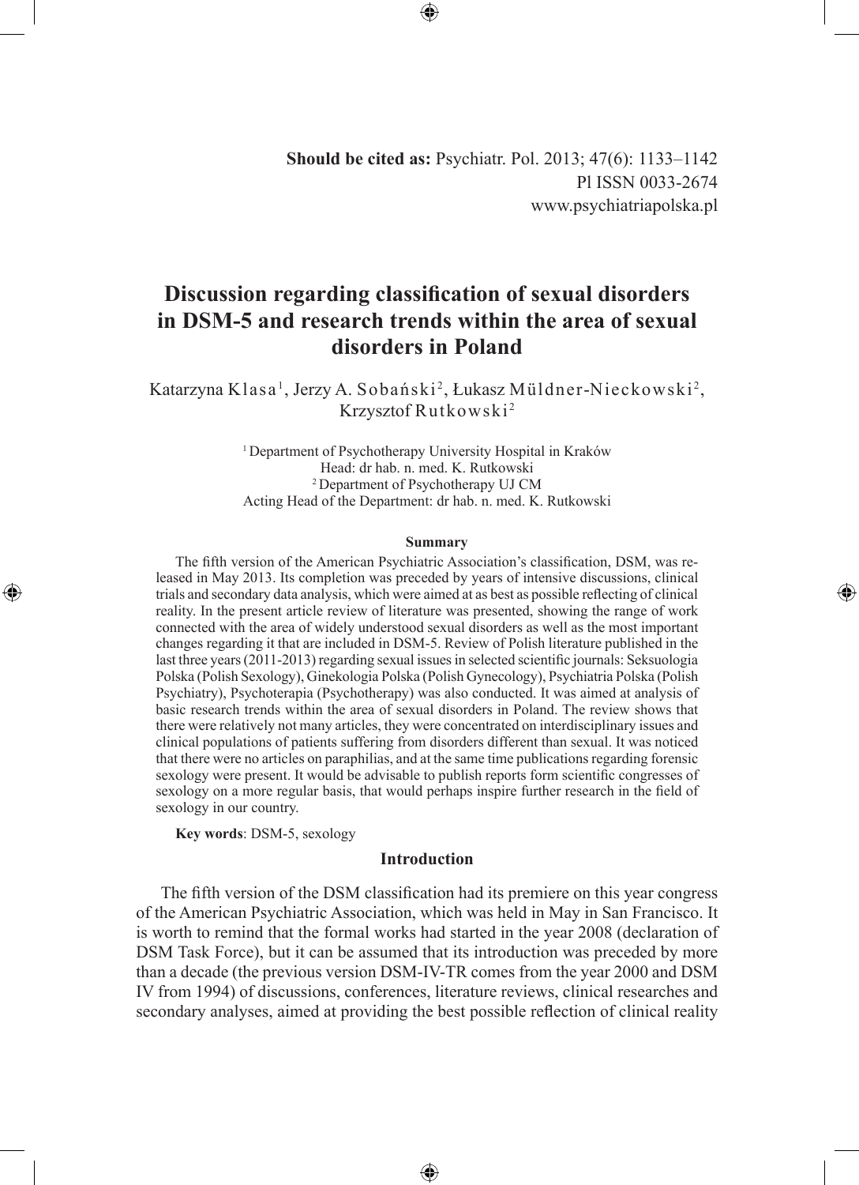**Should be cited as:** Psychiatr. Pol. 2013; 47(6): 1133–1142
Pl ISSN 0033-2674
www.psychiatriapolska.pl

# Discussion regarding classification of sexual disorders in DSM-5 and research trends within the area of sexual disorders in Poland

Katarzyna Klasa[1], Jerzy A. Sobański[2], Łukasz Müldner-Nieckowski[2], Krzysztof Rutkowski[2]

[1] Department of Psychotherapy University Hospital in Kraków
Head: dr hab. n. med. K. Rutkowski
[2] Department of Psychotherapy UJ CM
Acting Head of the Department: dr hab. n. med. K. Rutkowski

**Summary**

The fifth version of the American Psychiatric Association's classification, DSM, was released in May 2013. Its completion was preceded by years of intensive discussions, clinical trials and secondary data analysis, which were aimed at as best as possible reflecting of clinical reality. In the present article review of literature was presented, showing the range of work connected with the area of widely understood sexual disorders as well as the most important changes regarding it that are included in DSM-5. Review of Polish literature published in the last three years (2011-2013) regarding sexual issues in selected scientific journals: Seksuologia Polska (Polish Sexology), Ginekologia Polska (Polish Gynecology), Psychiatria Polska (Polish Psychiatry), Psychoterapia (Psychotherapy) was also conducted. It was aimed at analysis of basic research trends within the area of sexual disorders in Poland. The review shows that there were relatively not many articles, they were concentrated on interdisciplinary issues and clinical populations of patients suffering from disorders different than sexual. It was noticed that there were no articles on paraphilias, and at the same time publications regarding forensic sexology were present. It would be advisable to publish reports form scientific congresses of sexology on a more regular basis, that would perhaps inspire further research in the field of sexology in our country.

**Key words**: DSM-5, sexology

## Introduction

The fifth version of the DSM classification had its premiere on this year congress of the American Psychiatric Association, which was held in May in San Francisco. It is worth to remind that the formal works had started in the year 2008 (declaration of DSM Task Force), but it can be assumed that its introduction was preceded by more than a decade (the previous version DSM-IV-TR comes from the year 2000 and DSM IV from 1994) of discussions, conferences, literature reviews, clinical researches and secondary analyses, aimed at providing the best possible reflection of clinical reality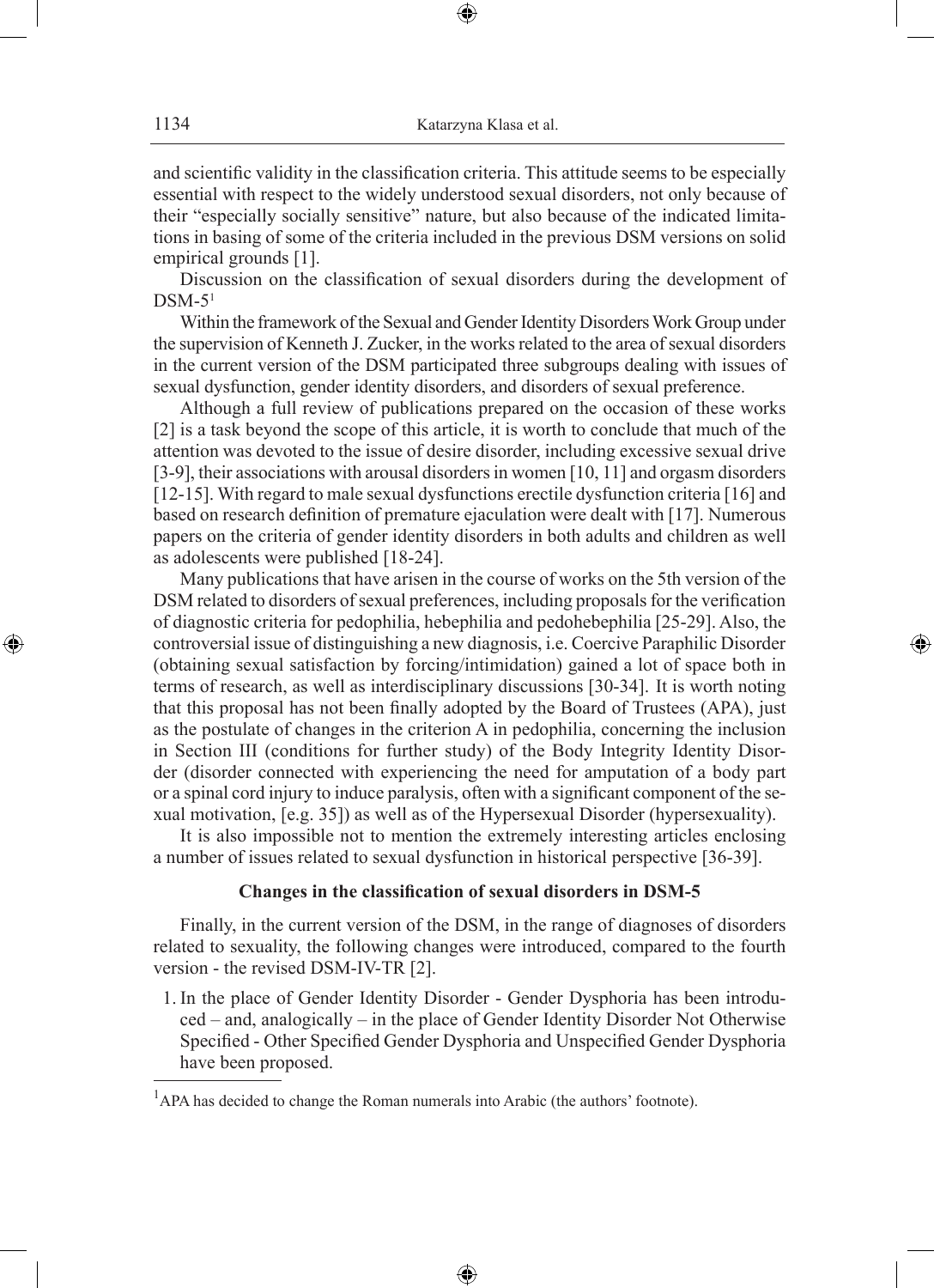and scientific validity in the classification criteria. This attitude seems to be especially essential with respect to the widely understood sexual disorders, not only because of their "especially socially sensitive" nature, but also because of the indicated limitations in basing of some of the criteria included in the previous DSM versions on solid empirical grounds [1].

Discussion on the classification of sexual disorders during the development of DSM-5[1]

Within the framework of the Sexual and Gender Identity Disorders Work Group under the supervision of Kenneth J. Zucker, in the works related to the area of sexual disorders in the current version of the DSM participated three subgroups dealing with issues of sexual dysfunction, gender identity disorders, and disorders of sexual preference.

Although a full review of publications prepared on the occasion of these works [2] is a task beyond the scope of this article, it is worth to conclude that much of the attention was devoted to the issue of desire disorder, including excessive sexual drive [3-9], their associations with arousal disorders in women [10, 11] and orgasm disorders [12-15]. With regard to male sexual dysfunctions erectile dysfunction criteria [16] and based on research definition of premature ejaculation were dealt with [17]. Numerous papers on the criteria of gender identity disorders in both adults and children as well as adolescents were published [18-24].

Many publications that have arisen in the course of works on the 5th version of the DSM related to disorders of sexual preferences, including proposals for the verification of diagnostic criteria for pedophilia, hebephilia and pedohebephilia [25-29]. Also, the controversial issue of distinguishing a new diagnosis, i.e. Coercive Paraphilic Disorder (obtaining sexual satisfaction by forcing/intimidation) gained a lot of space both in terms of research, as well as interdisciplinary discussions [30-34]. It is worth noting that this proposal has not been finally adopted by the Board of Trustees (APA), just as the postulate of changes in the criterion A in pedophilia, concerning the inclusion in Section III (conditions for further study) of the Body Integrity Identity Disorder (disorder connected with experiencing the need for amputation of a body part or a spinal cord injury to induce paralysis, often with a significant component of the sexual motivation, [e.g. 35]) as well as of the Hypersexual Disorder (hypersexuality).

It is also impossible not to mention the extremely interesting articles enclosing a number of issues related to sexual dysfunction in historical perspective [36-39].

### Changes in the classification of sexual disorders in DSM-5

Finally, in the current version of the DSM, in the range of diagnoses of disorders related to sexuality, the following changes were introduced, compared to the fourth version - the revised DSM-IV-TR [2].

1. In the place of Gender Identity Disorder - Gender Dysphoria has been introduced – and, analogically – in the place of Gender Identity Disorder Not Otherwise Specified - Other Specified Gender Dysphoria and Unspecified Gender Dysphoria have been proposed.

---

[1] APA has decided to change the Roman numerals into Arabic (the authors' footnote).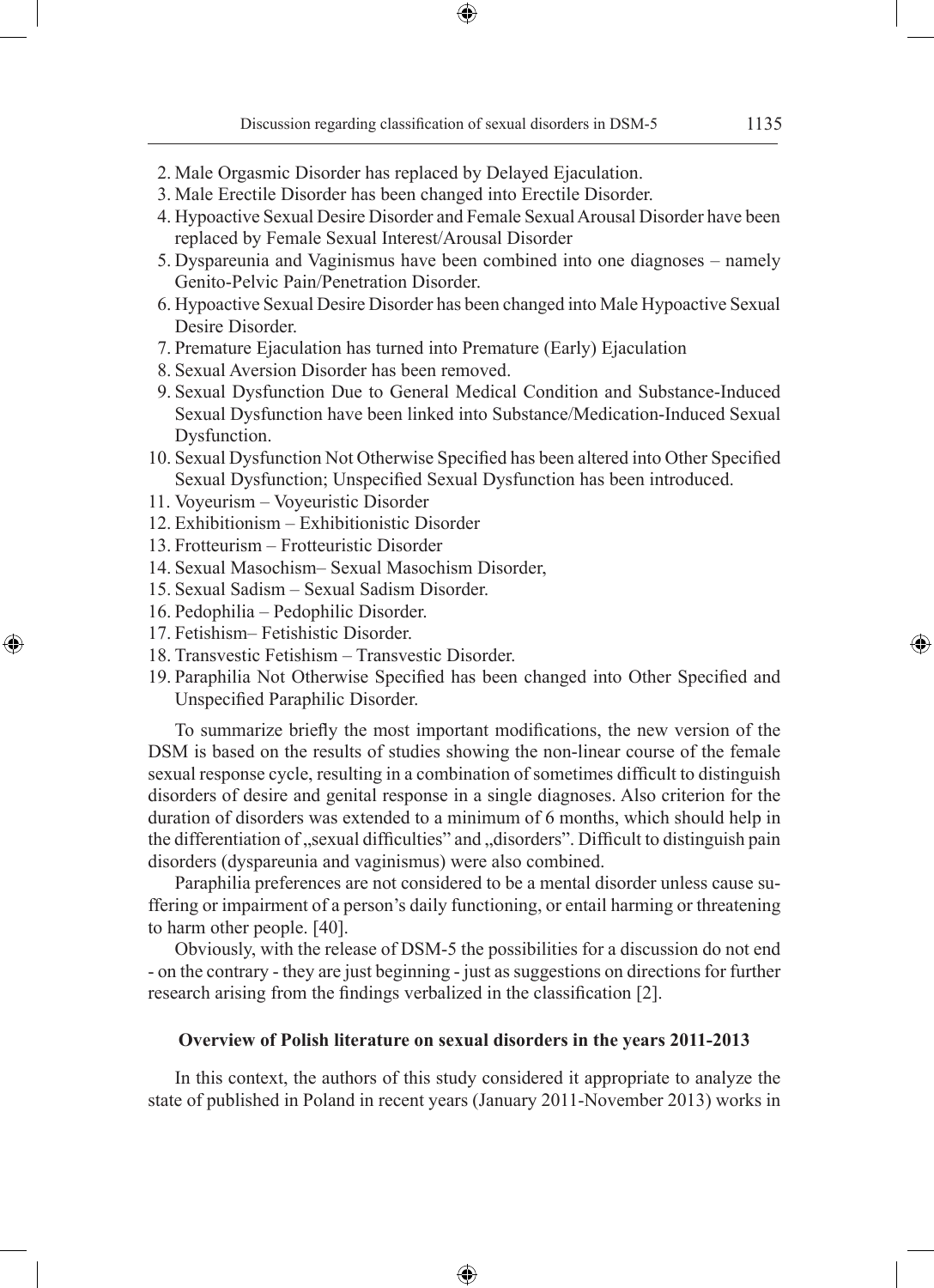2. Male Orgasmic Disorder has replaced by Delayed Ejaculation.
3. Male Erectile Disorder has been changed into Erectile Disorder.
4. Hypoactive Sexual Desire Disorder and Female Sexual Arousal Disorder have been replaced by Female Sexual Interest/Arousal Disorder
5. Dyspareunia and Vaginismus have been combined into one diagnoses – namely Genito-Pelvic Pain/Penetration Disorder.
6. Hypoactive Sexual Desire Disorder has been changed into Male Hypoactive Sexual Desire Disorder.
7. Premature Ejaculation has turned into Premature (Early) Ejaculation
8. Sexual Aversion Disorder has been removed.
9. Sexual Dysfunction Due to General Medical Condition and Substance-Induced Sexual Dysfunction have been linked into Substance/Medication-Induced Sexual Dysfunction.
10. Sexual Dysfunction Not Otherwise Specified has been altered into Other Specified Sexual Dysfunction; Unspecified Sexual Dysfunction has been introduced.
11. Voyeurism – Voyeuristic Disorder
12. Exhibitionism – Exhibitionistic Disorder
13. Frotteurism – Frotteuristic Disorder
14. Sexual Masochism– Sexual Masochism Disorder,
15. Sexual Sadism – Sexual Sadism Disorder.
16. Pedophilia – Pedophilic Disorder.
17. Fetishism– Fetishistic Disorder.
18. Transvestic Fetishism – Transvestic Disorder.
19. Paraphilia Not Otherwise Specified has been changed into Other Specified and Unspecified Paraphilic Disorder.

To summarize briefly the most important modifications, the new version of the DSM is based on the results of studies showing the non-linear course of the female sexual response cycle, resulting in a combination of sometimes difficult to distinguish disorders of desire and genital response in a single diagnoses. Also criterion for the duration of disorders was extended to a minimum of 6 months, which should help in the differentiation of „sexual difficulties" and „disorders". Difficult to distinguish pain disorders (dyspareunia and vaginismus) were also combined.

Paraphilia preferences are not considered to be a mental disorder unless cause suffering or impairment of a person's daily functioning, or entail harming or threatening to harm other people. [40].

Obviously, with the release of DSM-5 the possibilities for a discussion do not end - on the contrary - they are just beginning - just as suggestions on directions for further research arising from the findings verbalized in the classification [2].

## Overview of Polish literature on sexual disorders in the years 2011-2013

In this context, the authors of this study considered it appropriate to analyze the state of published in Poland in recent years (January 2011-November 2013) works in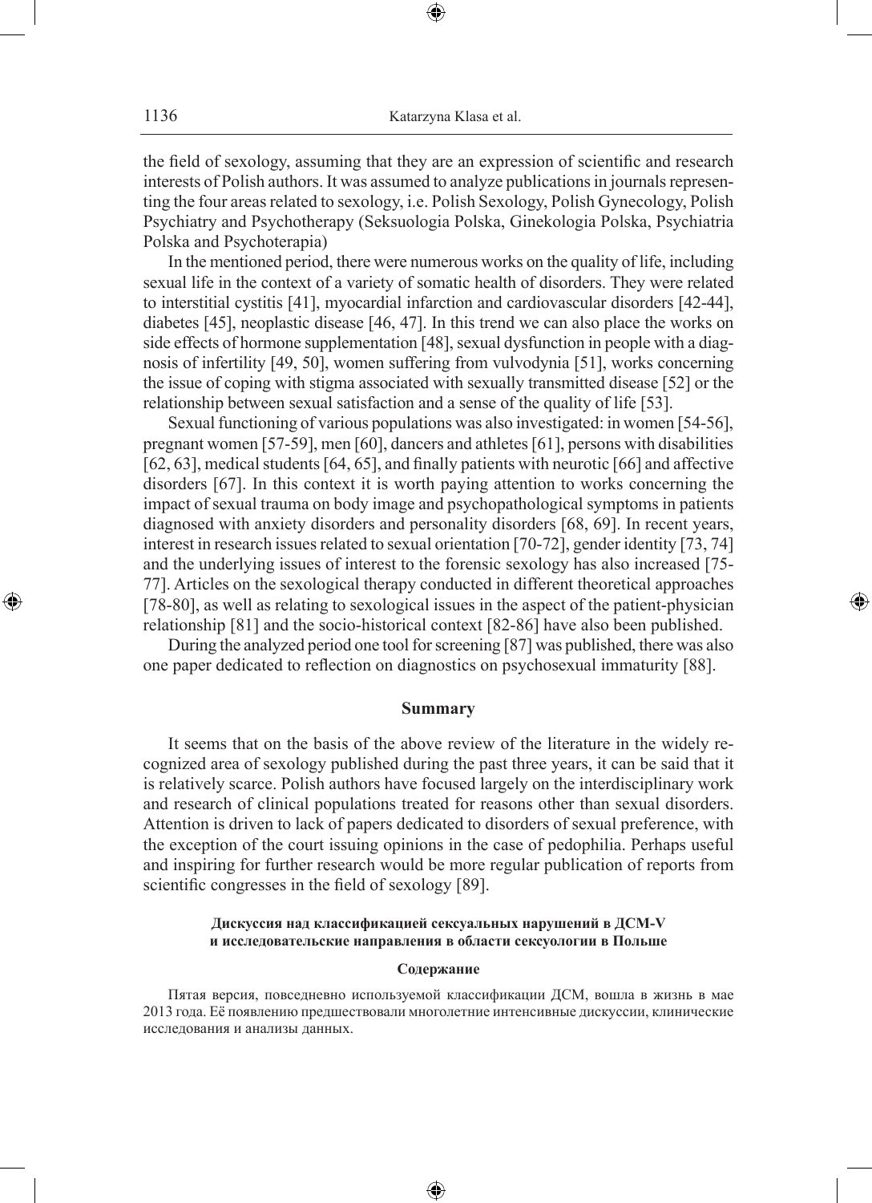the field of sexology, assuming that they are an expression of scientific and research interests of Polish authors. It was assumed to analyze publications in journals representing the four areas related to sexology, i.e. Polish Sexology, Polish Gynecology, Polish Psychiatry and Psychotherapy (Seksuologia Polska, Ginekologia Polska, Psychiatria Polska and Psychoterapia)

In the mentioned period, there were numerous works on the quality of life, including sexual life in the context of a variety of somatic health of disorders. They were related to interstitial cystitis [41], myocardial infarction and cardiovascular disorders [42-44], diabetes [45], neoplastic disease [46, 47]. In this trend we can also place the works on side effects of hormone supplementation [48], sexual dysfunction in people with a diagnosis of infertility [49, 50], women suffering from vulvodynia [51], works concerning the issue of coping with stigma associated with sexually transmitted disease [52] or the relationship between sexual satisfaction and a sense of the quality of life [53].

Sexual functioning of various populations was also investigated: in women [54-56], pregnant women [57-59], men [60], dancers and athletes [61], persons with disabilities [62, 63], medical students [64, 65], and finally patients with neurotic [66] and affective disorders [67]. In this context it is worth paying attention to works concerning the impact of sexual trauma on body image and psychopathological symptoms in patients diagnosed with anxiety disorders and personality disorders [68, 69]. In recent years, interest in research issues related to sexual orientation [70-72], gender identity [73, 74] and the underlying issues of interest to the forensic sexology has also increased [75-77]. Articles on the sexological therapy conducted in different theoretical approaches [78-80], as well as relating to sexological issues in the aspect of the patient-physician relationship [81] and the socio-historical context [82-86] have also been published.

During the analyzed period one tool for screening [87] was published, there was also one paper dedicated to reflection on diagnostics on psychosexual immaturity [88].

## Summary

It seems that on the basis of the above review of the literature in the widely recognized area of sexology published during the past three years, it can be said that it is relatively scarce. Polish authors have focused largely on the interdisciplinary work and research of clinical populations treated for reasons other than sexual disorders. Attention is driven to lack of papers dedicated to disorders of sexual preference, with the exception of the court issuing opinions in the case of pedophilia. Perhaps useful and inspiring for further research would be more regular publication of reports from scientific congresses in the field of sexology [89].

**Дискуссия над классификацией сексуальных нарушений в ДСМ-V и исследовательские направления в области сексологии в Польше**

**Содержание**

Пятая версия, повседневно используемой классификации ДСМ, вошла в жизнь в мае 2013 года. Её появлению предшествовали многолетние интенсивные дискуссии, клинические исследования и анализы данных.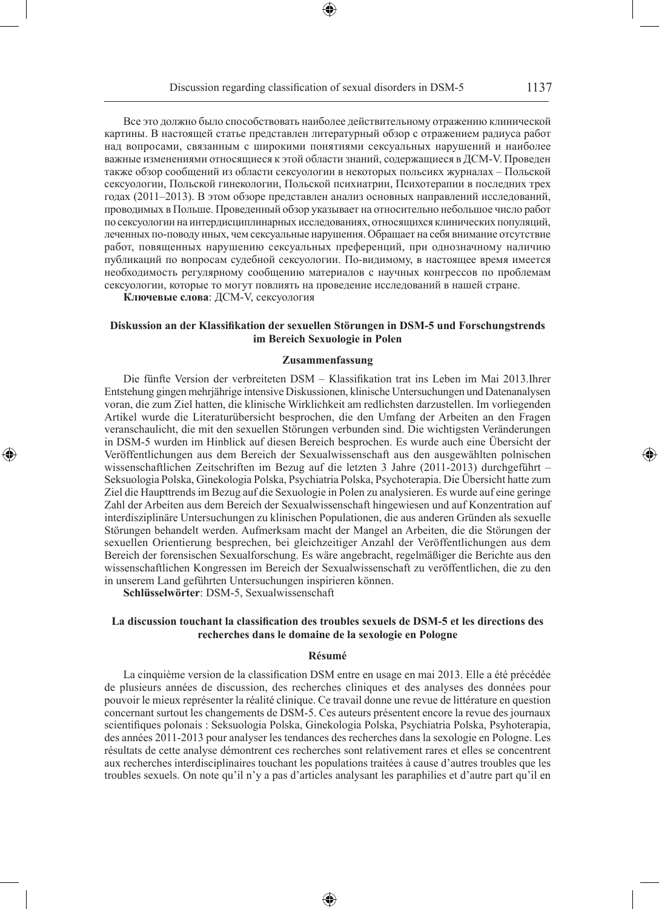Все это должно было способствовать наиболее действительному отражению клинической картины. В настоящей статье представлен литературный обзор с отражением радиуса работ над вопросами, связанным с широкими понятиями сексуальных нарушений и наиболее важные изменениями относящиеся к этой области знаний, содержащиеся в ДСМ-V. Проведен также обзор сообщений из области сексуологии в некоторых польсиих журналах – Польской сексуологии, Польской гинекологии, Польской психиатрии, Психотерапии в последних трех годах (2011–2013). В этом обзоре представлен анализ основных направлений исследований, проводимых в Польше. Проведенный обзор указывает на относительно небольшое число работ по сексуологии на интердисциплинарных исследованиях, относящихся клинических популяций, леченных по-поводу иных, чем сексуальные нарушения. Обращает на себя внимание отсутствие работ, повященных нарушению сексуальных преференций, при однозначному наличию публикаций по вопросам судебной сексуологии. По-видимому, в настоящее время имеется необходимость регулярному сообщению материалов с научных конгрессов по проблемам сексуологии, которые то могут повлиять на проведение исследований в нашей стране.

**Ключевые слова**: ДСМ-V, сексуология

### Diskussion an der Klassifikation der sexuellen Störungen in DSM-5 und Forschungstrends im Bereich Sexuologie in Polen

#### Zusammenfassung

Die fünfte Version der verbreiteten DSM – Klassifikation trat ins Leben im Mai 2013.Ihrer Entstehung gingen mehrjährige intensive Diskussionen, klinische Untersuchungen und Datenanalysen voran, die zum Ziel hatten, die klinische Wirklichkeit am redlichsten darzustellen. Im vorliegenden Artikel wurde die Literaturübersicht besprochen, die den Umfang der Arbeiten an den Fragen veranschaulicht, die mit den sexuellen Störungen verbunden sind. Die wichtigsten Veränderungen in DSM-5 wurden im Hinblick auf diesen Bereich besprochen. Es wurde auch eine Übersicht der Veröffentlichungen aus dem Bereich der Sexualwissenschaft aus den ausgewählten polnischen wissenschaftlichen Zeitschriften im Bezug auf die letzten 3 Jahre (2011-2013) durchgeführt – Seksuologia Polska, Ginekologia Polska, Psychiatria Polska, Psychoterapia. Die Übersicht hatte zum Ziel die Haupttrends im Bezug auf die Sexuologie in Polen zu analysieren. Es wurde auf eine geringe Zahl der Arbeiten aus dem Bereich der Sexualwissenschaft hingewiesen und auf Konzentration auf interdisziplinäre Untersuchungen zu klinischen Populationen, die aus anderen Gründen als sexuelle Störungen behandelt werden. Aufmerksam macht der Mangel an Arbeiten, die die Störungen der sexuellen Orientierung besprechen, bei gleichzeitiger Anzahl der Veröffentlichungen aus dem Bereich der forensischen Sexualforschung. Es wäre angebracht, regelmäßiger die Berichte aus den wissenschaftlichen Kongressen im Bereich der Sexualwissenschaft zu veröffentlichen, die zu den in unserem Land geführten Untersuchungen inspirieren können.

**Schlüsselwörter**: DSM-5, Sexualwissenschaft

### La discussion touchant la classification des troubles sexuels de DSM-5 et les directions des recherches dans le domaine de la sexologie en Pologne

#### Résumé

La cinquième version de la classification DSM entre en usage en mai 2013. Elle a été précédée de plusieurs années de discussion, des recherches cliniques et des analyses des données pour pouvoir le mieux représenter la réalité clinique. Ce travail donne une revue de littérature en question concernant surtout les changements de DSM-5. Ces auteurs présentent encore la revue des journaux scientifiques polonais : Seksuologia Polska, Ginekologia Polska, Psychiatria Polska, Psyhoterapia, des années 2011-2013 pour analyser les tendances des recherches dans la sexologie en Pologne. Les résultats de cette analyse démontrent ces recherches sont relativement rares et elles se concentrent aux recherches interdisciplinaires touchant les populations traitées à cause d'autres troubles que les troubles sexuels. On note qu'il n'y a pas d'articles analysant les paraphilies et d'autre part qu'il en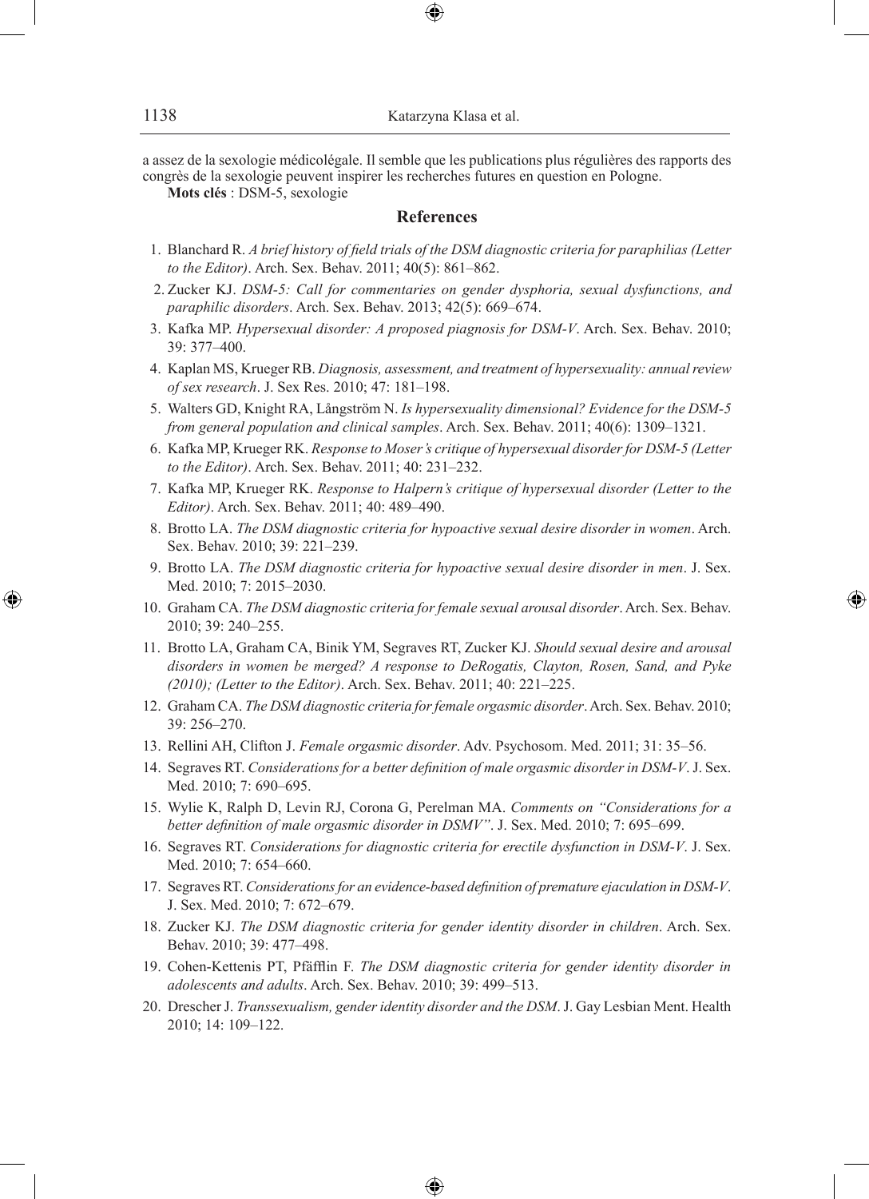a assez de la sexologie médicolégale. Il semble que les publications plus régulières des rapports des congrès de la sexologie peuvent inspirer les recherches futures en question en Pologne.

**Mots clés** : DSM-5, sexologie

## References

1. Blanchard R. *A brief history of field trials of the DSM diagnostic criteria for paraphilias (Letter to the Editor)*. Arch. Sex. Behav. 2011; 40(5): 861–862.
2. Zucker KJ. *DSM-5: Call for commentaries on gender dysphoria, sexual dysfunctions, and paraphilic disorders*. Arch. Sex. Behav. 2013; 42(5): 669–674.
3. Kafka MP. *Hypersexual disorder: A proposed piagnosis for DSM-V*. Arch. Sex. Behav. 2010; 39: 377–400.
4. Kaplan MS, Krueger RB. *Diagnosis, assessment, and treatment of hypersexuality: annual review of sex research*. J. Sex Res. 2010; 47: 181–198.
5. Walters GD, Knight RA, Långström N. *Is hypersexuality dimensional? Evidence for the DSM-5 from general population and clinical samples*. Arch. Sex. Behav. 2011; 40(6): 1309–1321.
6. Kafka MP, Krueger RK. *Response to Moser's critique of hypersexual disorder for DSM-5 (Letter to the Editor)*. Arch. Sex. Behav. 2011; 40: 231–232.
7. Kafka MP, Krueger RK. *Response to Halpern's critique of hypersexual disorder (Letter to the Editor)*. Arch. Sex. Behav. 2011; 40: 489–490.
8. Brotto LA. *The DSM diagnostic criteria for hypoactive sexual desire disorder in women*. Arch. Sex. Behav. 2010; 39: 221–239.
9. Brotto LA. *The DSM diagnostic criteria for hypoactive sexual desire disorder in men*. J. Sex. Med. 2010; 7: 2015–2030.
10. Graham CA. *The DSM diagnostic criteria for female sexual arousal disorder*. Arch. Sex. Behav. 2010; 39: 240–255.
11. Brotto LA, Graham CA, Binik YM, Segraves RT, Zucker KJ. *Should sexual desire and arousal disorders in women be merged? A response to DeRogatis, Clayton, Rosen, Sand, and Pyke (2010); (Letter to the Editor)*. Arch. Sex. Behav. 2011; 40: 221–225.
12. Graham CA. *The DSM diagnostic criteria for female orgasmic disorder*. Arch. Sex. Behav. 2010; 39: 256–270.
13. Rellini AH, Clifton J. *Female orgasmic disorder*. Adv. Psychosom. Med. 2011; 31: 35–56.
14. Segraves RT. *Considerations for a better definition of male orgasmic disorder in DSM-V*. J. Sex. Med. 2010; 7: 690–695.
15. Wylie K, Ralph D, Levin RJ, Corona G, Perelman MA. *Comments on "Considerations for a better definition of male orgasmic disorder in DSMV"*. J. Sex. Med. 2010; 7: 695–699.
16. Segraves RT. *Considerations for diagnostic criteria for erectile dysfunction in DSM-V*. J. Sex. Med. 2010; 7: 654–660.
17. Segraves RT. *Considerations for an evidence-based definition of premature ejaculation in DSM-V*. J. Sex. Med. 2010; 7: 672–679.
18. Zucker KJ. *The DSM diagnostic criteria for gender identity disorder in children*. Arch. Sex. Behav. 2010; 39: 477–498.
19. Cohen-Kettenis PT, Pfäfflin F. *The DSM diagnostic criteria for gender identity disorder in adolescents and adults*. Arch. Sex. Behav. 2010; 39: 499–513.
20. Drescher J. *Transsexualism, gender identity disorder and the DSM*. J. Gay Lesbian Ment. Health 2010; 14: 109–122.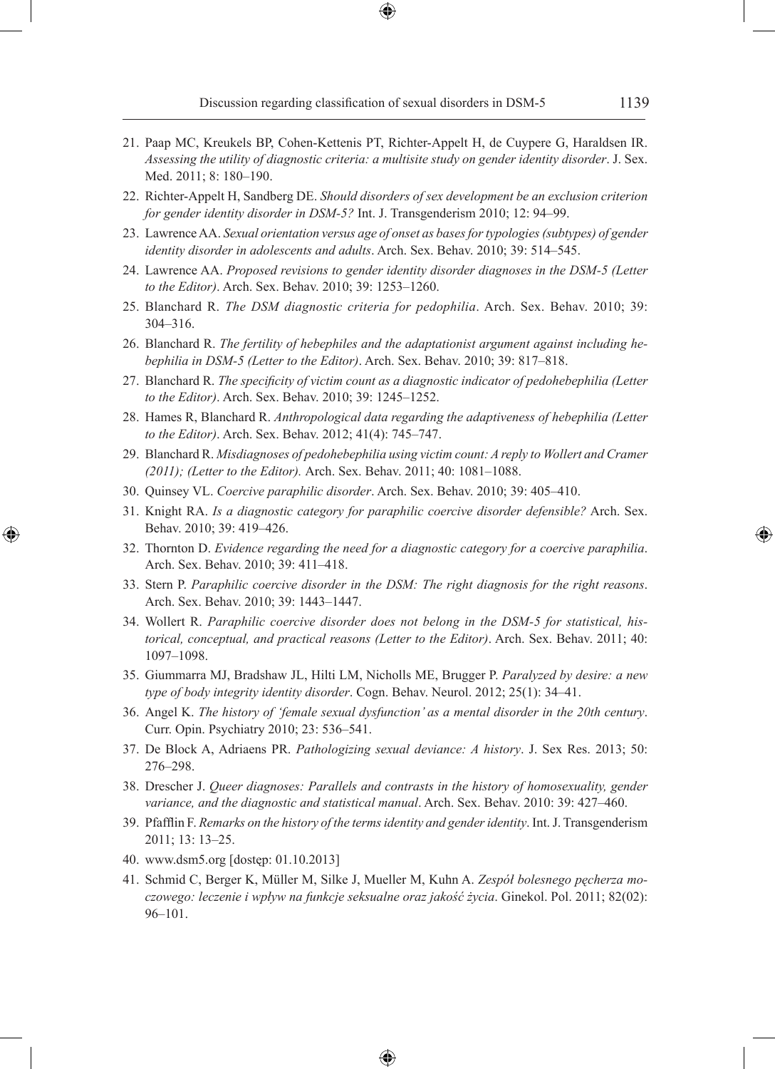21. Paap MC, Kreukels BP, Cohen-Kettenis PT, Richter-Appelt H, de Cuypere G, Haraldsen IR. *Assessing the utility of diagnostic criteria: a multisite study on gender identity disorder*. J. Sex. Med. 2011; 8: 180–190.
22. Richter-Appelt H, Sandberg DE. *Should disorders of sex development be an exclusion criterion for gender identity disorder in DSM-5?* Int. J. Transgenderism 2010; 12: 94–99.
23. Lawrence AA. *Sexual orientation versus age of onset as bases for typologies (subtypes) of gender identity disorder in adolescents and adults*. Arch. Sex. Behav. 2010; 39: 514–545.
24. Lawrence AA. *Proposed revisions to gender identity disorder diagnoses in the DSM-5 (Letter to the Editor)*. Arch. Sex. Behav. 2010; 39: 1253–1260.
25. Blanchard R. *The DSM diagnostic criteria for pedophilia*. Arch. Sex. Behav. 2010; 39: 304–316.
26. Blanchard R. *The fertility of hebephiles and the adaptationist argument against including hebephilia in DSM-5 (Letter to the Editor)*. Arch. Sex. Behav. 2010; 39: 817–818.
27. Blanchard R. *The specificity of victim count as a diagnostic indicator of pedohebephilia (Letter to the Editor)*. Arch. Sex. Behav. 2010; 39: 1245–1252.
28. Hames R, Blanchard R. *Anthropological data regarding the adaptiveness of hebephilia (Letter to the Editor)*. Arch. Sex. Behav. 2012; 41(4): 745–747.
29. Blanchard R. *Misdiagnoses of pedohebephilia using victim count: A reply to Wollert and Cramer (2011); (Letter to the Editor).* Arch. Sex. Behav. 2011; 40: 1081–1088.
30. Quinsey VL. *Coercive paraphilic disorder*. Arch. Sex. Behav. 2010; 39: 405–410.
31. Knight RA. *Is a diagnostic category for paraphilic coercive disorder defensible?* Arch. Sex. Behav. 2010; 39: 419–426.
32. Thornton D. *Evidence regarding the need for a diagnostic category for a coercive paraphilia*. Arch. Sex. Behav. 2010; 39: 411–418.
33. Stern P. *Paraphilic coercive disorder in the DSM: The right diagnosis for the right reasons*. Arch. Sex. Behav. 2010; 39: 1443–1447.
34. Wollert R. *Paraphilic coercive disorder does not belong in the DSM-5 for statistical, historical, conceptual, and practical reasons (Letter to the Editor)*. Arch. Sex. Behav. 2011; 40: 1097–1098.
35. Giummarra MJ, Bradshaw JL, Hilti LM, Nicholls ME, Brugger P. *Paralyzed by desire: a new type of body integrity identity disorder*. Cogn. Behav. Neurol. 2012; 25(1): 34–41.
36. Angel K. *The history of 'female sexual dysfunction' as a mental disorder in the 20th century*. Curr. Opin. Psychiatry 2010; 23: 536–541.
37. De Block A, Adriaens PR. *Pathologizing sexual deviance: A history*. J. Sex Res. 2013; 50: 276–298.
38. Drescher J. *Queer diagnoses: Parallels and contrasts in the history of homosexuality, gender variance, and the diagnostic and statistical manual*. Arch. Sex. Behav. 2010: 39: 427–460.
39. Pfafflin F. *Remarks on the history of the terms identity and gender identity*. Int. J. Transgenderism 2011; 13: 13–25.
40. www.dsm5.org [dostęp: 01.10.2013]
41. Schmid C, Berger K, Müller M, Silke J, Mueller M, Kuhn A. *Zespół bolesnego pęcherza moczowego: leczenie i wpływ na funkcje seksualne oraz jakość życia*. Ginekol. Pol. 2011; 82(02): 96–101.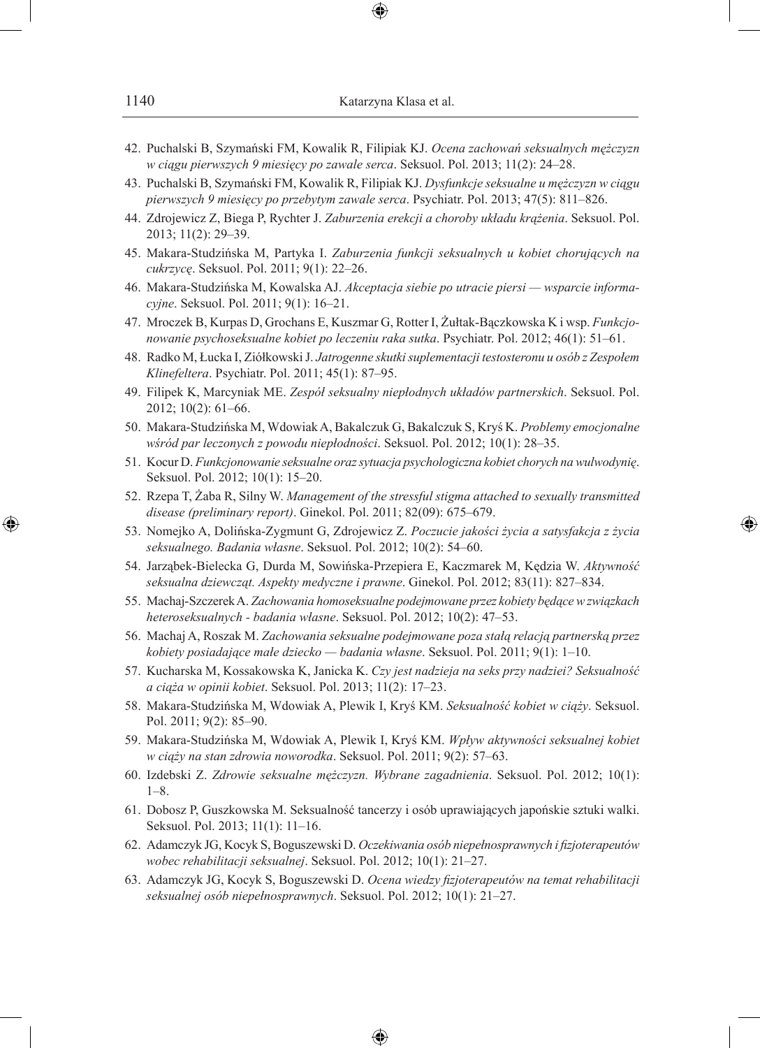42. Puchalski B, Szymański FM, Kowalik R, Filipiak KJ. *Ocena zachowań seksualnych mężczyzn w ciągu pierwszych 9 miesięcy po zawale serca*. Seksuol. Pol. 2013; 11(2): 24–28.
43. Puchalski B, Szymański FM, Kowalik R, Filipiak KJ. *Dysfunkcje seksualne u mężczyzn w ciągu pierwszych 9 miesięcy po przebytym zawale serca*. Psychiatr. Pol. 2013; 47(5): 811–826.
44. Zdrojewicz Z, Biega P, Rychter J. *Zaburzenia erekcji a choroby układu krążenia*. Seksuol. Pol. 2013; 11(2): 29–39.
45. Makara-Studzińska M, Partyka I. *Zaburzenia funkcji seksualnych u kobiet chorujących na cukrzycę*. Seksuol. Pol. 2011; 9(1): 22–26.
46. Makara-Studzińska M, Kowalska AJ. *Akceptacja siebie po utracie piersi — wsparcie informacyjne*. Seksuol. Pol. 2011; 9(1): 16–21.
47. Mroczek B, Kurpas D, Grochans E, Kuszmar G, Rotter I, Żułtak-Bączkowska K i wsp. *Funkcjonowanie psychoseksualne kobiet po leczeniu raka sutka*. Psychiatr. Pol. 2012; 46(1): 51–61.
48. Radko M, Łucka I, Ziółkowski J. *Jatrogenne skutki suplementacji testosteronu u osób z Zespołem Klinefeltera*. Psychiatr. Pol. 2011; 45(1): 87–95.
49. Filipek K, Marcyniak ME. *Zespół seksualny niepłodnych układów partnerskich*. Seksuol. Pol. 2012; 10(2): 61–66.
50. Makara-Studzińska M, Wdowiak A, Bakalczuk G, Bakalczuk S, Kryś K. *Problemy emocjonalne wśród par leczonych z powodu niepłodności*. Seksuol. Pol. 2012; 10(1): 28–35.
51. Kocur D. *Funkcjonowanie seksualne oraz sytuacja psychologiczna kobiet chorych na wulwodynię*. Seksuol. Pol. 2012; 10(1): 15–20.
52. Rzepa T, Żaba R, Silny W. *Management of the stressful stigma attached to sexually transmitted disease (preliminary report)*. Ginekol. Pol. 2011; 82(09): 675–679.
53. Nomejko A, Dolińska-Zygmunt G, Zdrojewicz Z. *Poczucie jakości życia a satysfakcja z życia seksualnego. Badania własne*. Seksuol. Pol. 2012; 10(2): 54–60.
54. Jarząbek-Bielecka G, Durda M, Sowińska-Przepiera E, Kaczmarek M, Kędzia W. *Aktywność seksualna dziewcząt. Aspekty medyczne i prawne*. Ginekol. Pol. 2012; 83(11): 827–834.
55. Machaj-Szczerek A. *Zachowania homoseksualne podejmowane przez kobiety będące w związkach heteroseksualnych - badania własne*. Seksuol. Pol. 2012; 10(2): 47–53.
56. Machaj A, Roszak M. *Zachowania seksualne podejmowane poza stałą relacją partnerską przez kobiety posiadające małe dziecko — badania własne*. Seksuol. Pol. 2011; 9(1): 1–10.
57. Kucharska M, Kossakowska K, Janicka K. *Czy jest nadzieja na seks przy nadziei? Seksualność a ciąża w opinii kobiet*. Seksuol. Pol. 2013; 11(2): 17–23.
58. Makara-Studzińska M, Wdowiak A, Plewik I, Kryś KM. *Seksualność kobiet w ciąży*. Seksuol. Pol. 2011; 9(2): 85–90.
59. Makara-Studzińska M, Wdowiak A, Plewik I, Kryś KM. *Wpływ aktywności seksualnej kobiet w ciąży na stan zdrowia noworodka*. Seksuol. Pol. 2011; 9(2): 57–63.
60. Izdebski Z. *Zdrowie seksualne mężczyzn. Wybrane zagadnienia*. Seksuol. Pol. 2012; 10(1): 1–8.
61. Dobosz P, Guszkowska M. Seksualność tancerzy i osób uprawiających japońskie sztuki walki. Seksuol. Pol. 2013; 11(1): 11–16.
62. Adamczyk JG, Kocyk S, Boguszewski D. *Oczekiwania osób niepełnosprawnych i fizjoterapeutów wobec rehabilitacji seksualnej*. Seksuol. Pol. 2012; 10(1): 21–27.
63. Adamczyk JG, Kocyk S, Boguszewski D. *Ocena wiedzy fizjoterapeutów na temat rehabilitacji seksualnej osób niepełnosprawnych*. Seksuol. Pol. 2012; 10(1): 21–27.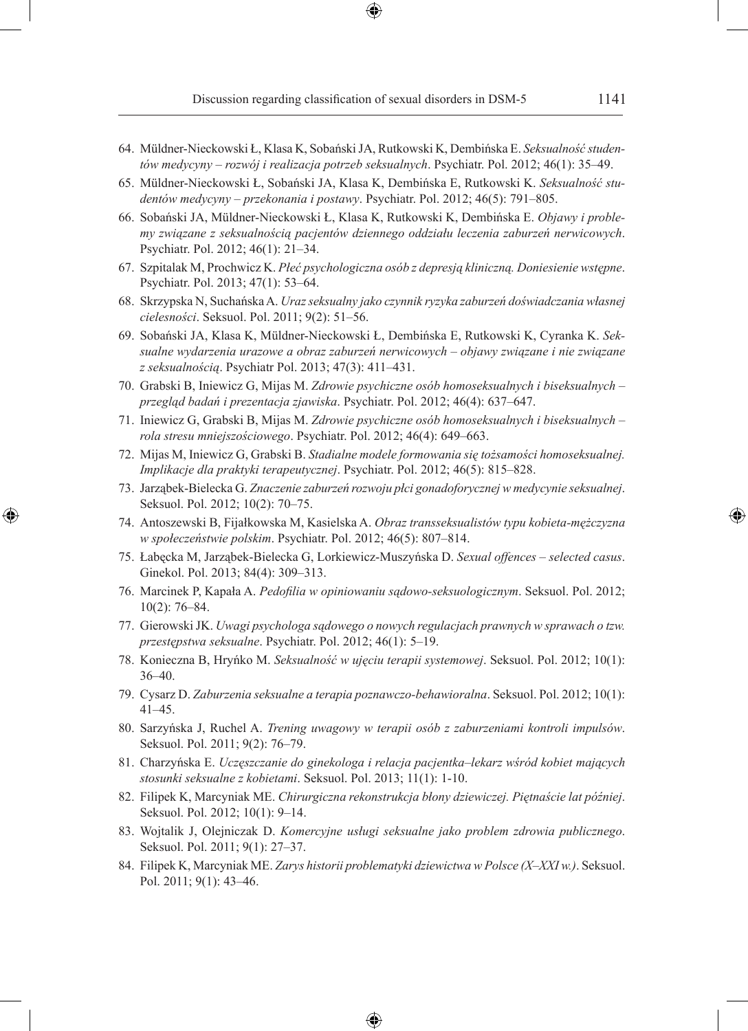64. Müldner-Nieckowski Ł, Klasa K, Sobański JA, Rutkowski K, Dembińska E. *Seksualność studentów medycyny – rozwój i realizacja potrzeb seksualnych*. Psychiatr. Pol. 2012; 46(1): 35–49.
65. Müldner-Nieckowski Ł, Sobański JA, Klasa K, Dembińska E, Rutkowski K. *Seksualność studentów medycyny – przekonania i postawy*. Psychiatr. Pol. 2012; 46(5): 791–805.
66. Sobański JA, Müldner-Nieckowski Ł, Klasa K, Rutkowski K, Dembińska E. *Objawy i problemy związane z seksualnością pacjentów dziennego oddziału leczenia zaburzeń nerwicowych*. Psychiatr. Pol. 2012; 46(1): 21–34.
67. Szpitalak M, Prochwicz K. *Płeć psychologiczna osób z depresją kliniczną. Doniesienie wstępne*. Psychiatr. Pol. 2013; 47(1): 53–64.
68. Skrzypska N, Suchańska A. *Uraz seksualny jako czynnik ryzyka zaburzeń doświadczania własnej cielesności*. Seksuol. Pol. 2011; 9(2): 51–56.
69. Sobański JA, Klasa K, Müldner-Nieckowski Ł, Dembińska E, Rutkowski K, Cyranka K. *Seksualne wydarzenia urazowe a obraz zaburzeń nerwicowych – objawy związane i nie związane z seksualnością*. Psychiatr Pol. 2013; 47(3): 411–431.
70. Grabski B, Iniewicz G, Mijas M. *Zdrowie psychiczne osób homoseksualnych i biseksualnych – przegląd badań i prezentacja zjawiska*. Psychiatr. Pol. 2012; 46(4): 637–647.
71. Iniewicz G, Grabski B, Mijas M. *Zdrowie psychiczne osób homoseksualnych i biseksualnych – rola stresu mniejszościowego*. Psychiatr. Pol. 2012; 46(4): 649–663.
72. Mijas M, Iniewicz G, Grabski B. *Stadialne modele formowania się tożsamości homoseksualnej. Implikacje dla praktyki terapeutycznej*. Psychiatr. Pol. 2012; 46(5): 815–828.
73. Jarząbek-Bielecka G. *Znaczenie zaburzeń rozwoju płci gonadoforycznej w medycynie seksualnej*. Seksuol. Pol. 2012; 10(2): 70–75.
74. Antoszewski B, Fijałkowska M, Kasielska A. *Obraz transseksualistów typu kobieta-mężczyzna w społeczeństwie polskim*. Psychiatr. Pol. 2012; 46(5): 807–814.
75. Łabęcka M, Jarząbek-Bielecka G, Lorkiewicz-Muszyńska D. *Sexual offences – selected casus*. Ginekol. Pol. 2013; 84(4): 309–313.
76. Marcinek P, Kapała A. *Pedofilia w opiniowaniu sądowo-seksuologicznym*. Seksuol. Pol. 2012; 10(2): 76–84.
77. Gierowski JK. *Uwagi psychologa sądowego o nowych regulacjach prawnych w sprawach o tzw. przestępstwa seksualne*. Psychiatr. Pol. 2012; 46(1): 5–19.
78. Konieczna B, Hryńko M. *Seksualność w ujęciu terapii systemowej*. Seksuol. Pol. 2012; 10(1): 36–40.
79. Cysarz D. *Zaburzenia seksualne a terapia poznawczo-behawioralna*. Seksuol. Pol. 2012; 10(1): 41–45.
80. Sarzyńska J, Ruchel A. *Trening uwagowy w terapii osób z zaburzeniami kontroli impulsów*. Seksuol. Pol. 2011; 9(2): 76–79.
81. Charzyńska E. *Uczęszczanie do ginekologa i relacja pacjentka–lekarz wśród kobiet mających stosunki seksualne z kobietami*. Seksuol. Pol. 2013; 11(1): 1-10.
82. Filipek K, Marcyniak ME. *Chirurgiczna rekonstrukcja błony dziewiczej. Piętnaście lat później*. Seksuol. Pol. 2012; 10(1): 9–14.
83. Wojtalik J, Olejniczak D. *Komercyjne usługi seksualne jako problem zdrowia publicznego*. Seksuol. Pol. 2011; 9(1): 27–37.
84. Filipek K, Marcyniak ME. *Zarys historii problematyki dziewictwa w Polsce (X–XXI w.)*. Seksuol. Pol. 2011; 9(1): 43–46.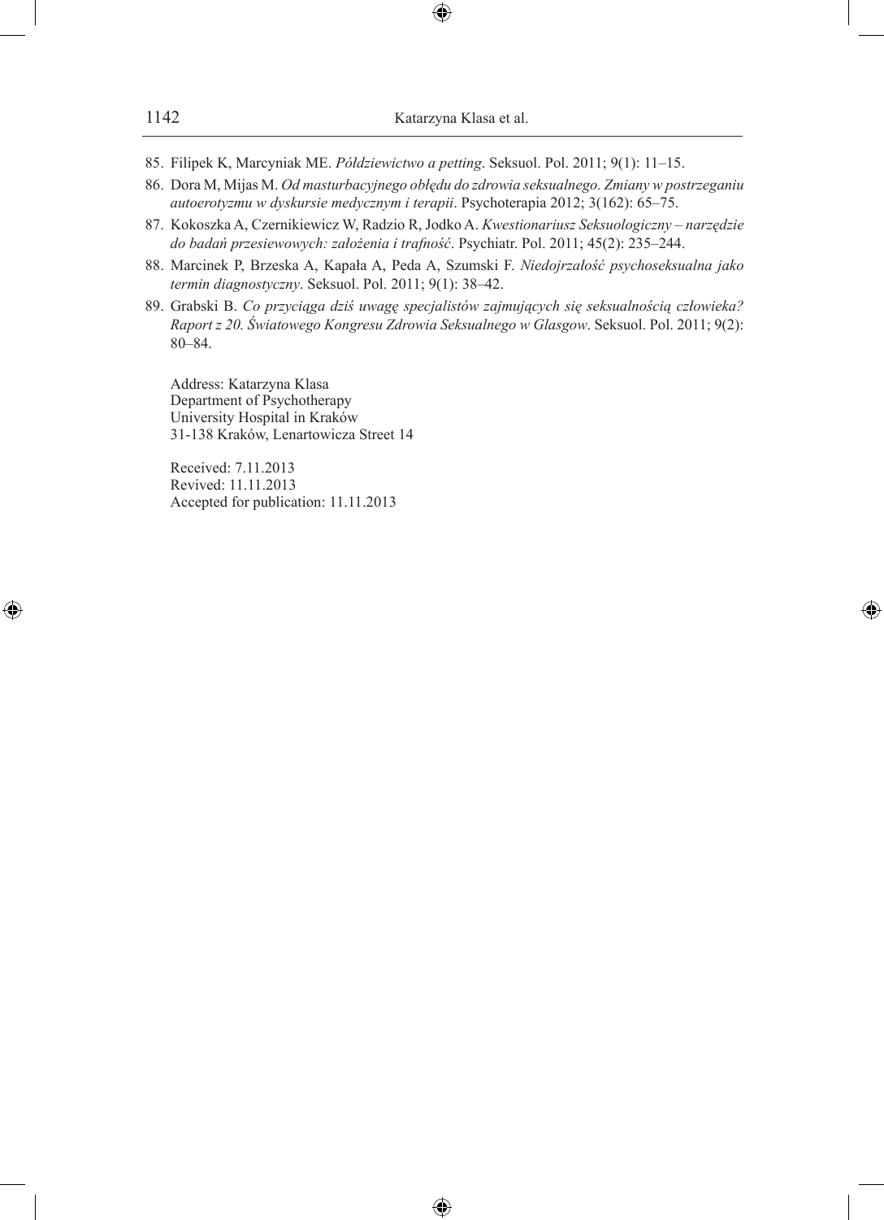85. Filipek K, Marcyniak ME. *Półdziewictwo a petting*. Seksuol. Pol. 2011; 9(1): 11–15.
86. Dora M, Mijas M. *Od masturbacyjnego obłędu do zdrowia seksualnego. Zmiany w postrzeganiu autoerotyzmu w dyskursie medycznym i terapii*. Psychoterapia 2012; 3(162): 65–75.
87. Kokoszka A, Czernikiewicz W, Radzio R, Jodko A. *Kwestionariusz Seksuologiczny – narzędzie do badań przesiewowych: założenia i trafność*. Psychiatr. Pol. 2011; 45(2): 235–244.
88. Marcinek P, Brzeska A, Kapała A, Peda A, Szumski F. *Niedojrzałość psychoseksualna jako termin diagnostyczny*. Seksuol. Pol. 2011; 9(1): 38–42.
89. Grabski B. *Co przyciąga dziś uwagę specjalistów zajmujących się seksualnością człowieka? Raport z 20. Światowego Kongresu Zdrowia Seksualnego w Glasgow*. Seksuol. Pol. 2011; 9(2): 80–84.

Address: Katarzyna Klasa
Department of Psychotherapy
University Hospital in Kraków
31-138 Kraków, Lenartowicza Street 14

Received: 7.11.2013
Revived: 11.11.2013
Accepted for publication: 11.11.2013